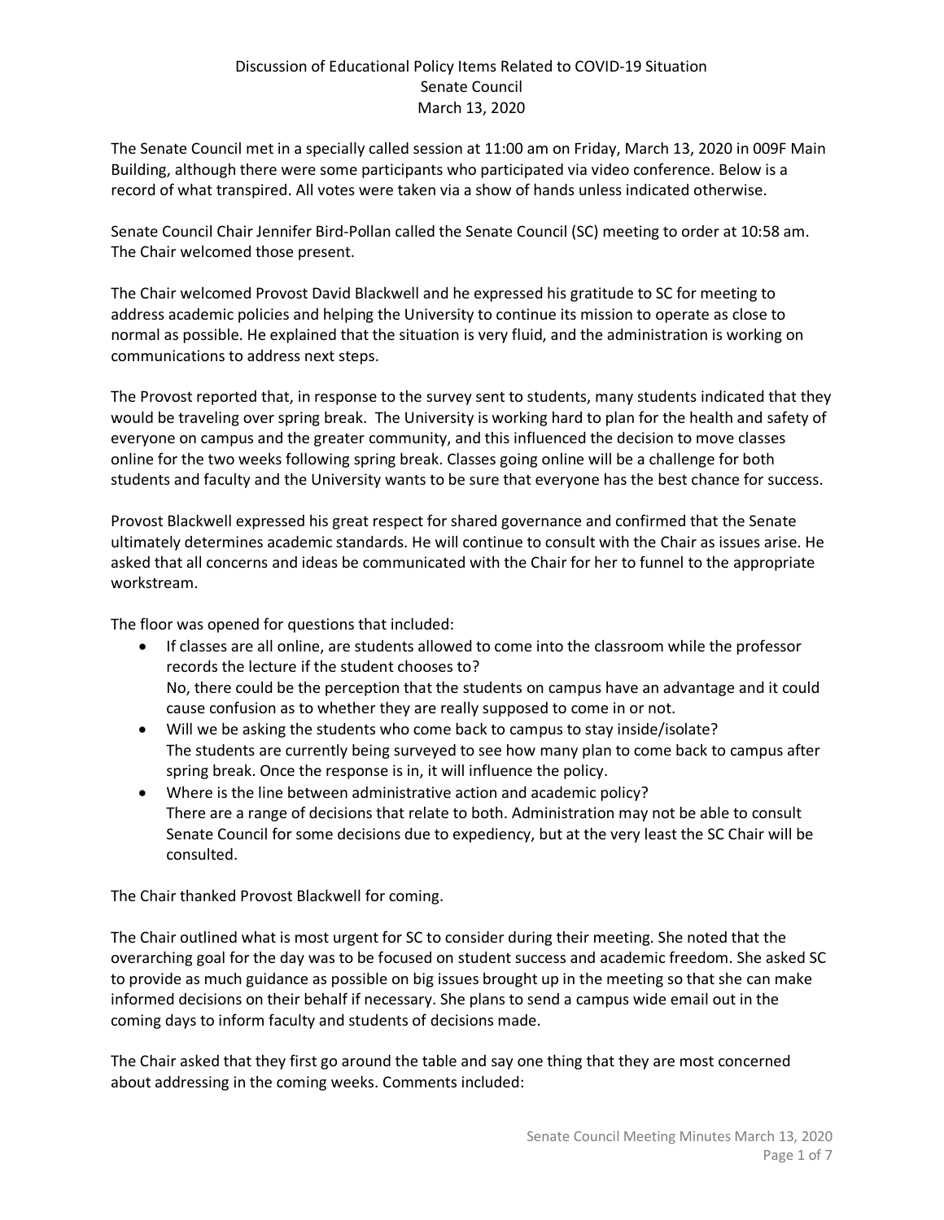# Discussion of Educational Policy Items Related to COVID-19 Situation
## Senate Council
## March 13, 2020

The Senate Council met in a specially called session at 11:00 am on Friday, March 13, 2020 in 009F Main Building, although there were some participants who participated via video conference. Below is a record of what transpired. All votes were taken via a show of hands unless indicated otherwise.

Senate Council Chair Jennifer Bird-Pollan called the Senate Council (SC) meeting to order at 10:58 am. The Chair welcomed those present.

The Chair welcomed Provost David Blackwell and he expressed his gratitude to SC for meeting to address academic policies and helping the University to continue its mission to operate as close to normal as possible. He explained that the situation is very fluid, and the administration is working on communications to address next steps.

The Provost reported that, in response to the survey sent to students, many students indicated that they would be traveling over spring break. The University is working hard to plan for the health and safety of everyone on campus and the greater community, and this influenced the decision to move classes online for the two weeks following spring break. Classes going online will be a challenge for both students and faculty and the University wants to be sure that everyone has the best chance for success.

Provost Blackwell expressed his great respect for shared governance and confirmed that the Senate ultimately determines academic standards. He will continue to consult with the Chair as issues arise. He asked that all concerns and ideas be communicated with the Chair for her to funnel to the appropriate workstream.

The floor was opened for questions that included:

- If classes are all online, are students allowed to come into the classroom while the professor records the lecture if the student chooses to?
  No, there could be the perception that the students on campus have an advantage and it could cause confusion as to whether they are really supposed to come in or not.
- Will we be asking the students who come back to campus to stay inside/isolate?
  The students are currently being surveyed to see how many plan to come back to campus after spring break. Once the response is in, it will influence the policy.
- Where is the line between administrative action and academic policy?
  There are a range of decisions that relate to both. Administration may not be able to consult Senate Council for some decisions due to expediency, but at the very least the SC Chair will be consulted.

The Chair thanked Provost Blackwell for coming.

The Chair outlined what is most urgent for SC to consider during their meeting. She noted that the overarching goal for the day was to be focused on student success and academic freedom. She asked SC to provide as much guidance as possible on big issues brought up in the meeting so that she can make informed decisions on their behalf if necessary. She plans to send a campus wide email out in the coming days to inform faculty and students of decisions made.

The Chair asked that they first go around the table and say one thing that they are most concerned about addressing in the coming weeks. Comments included: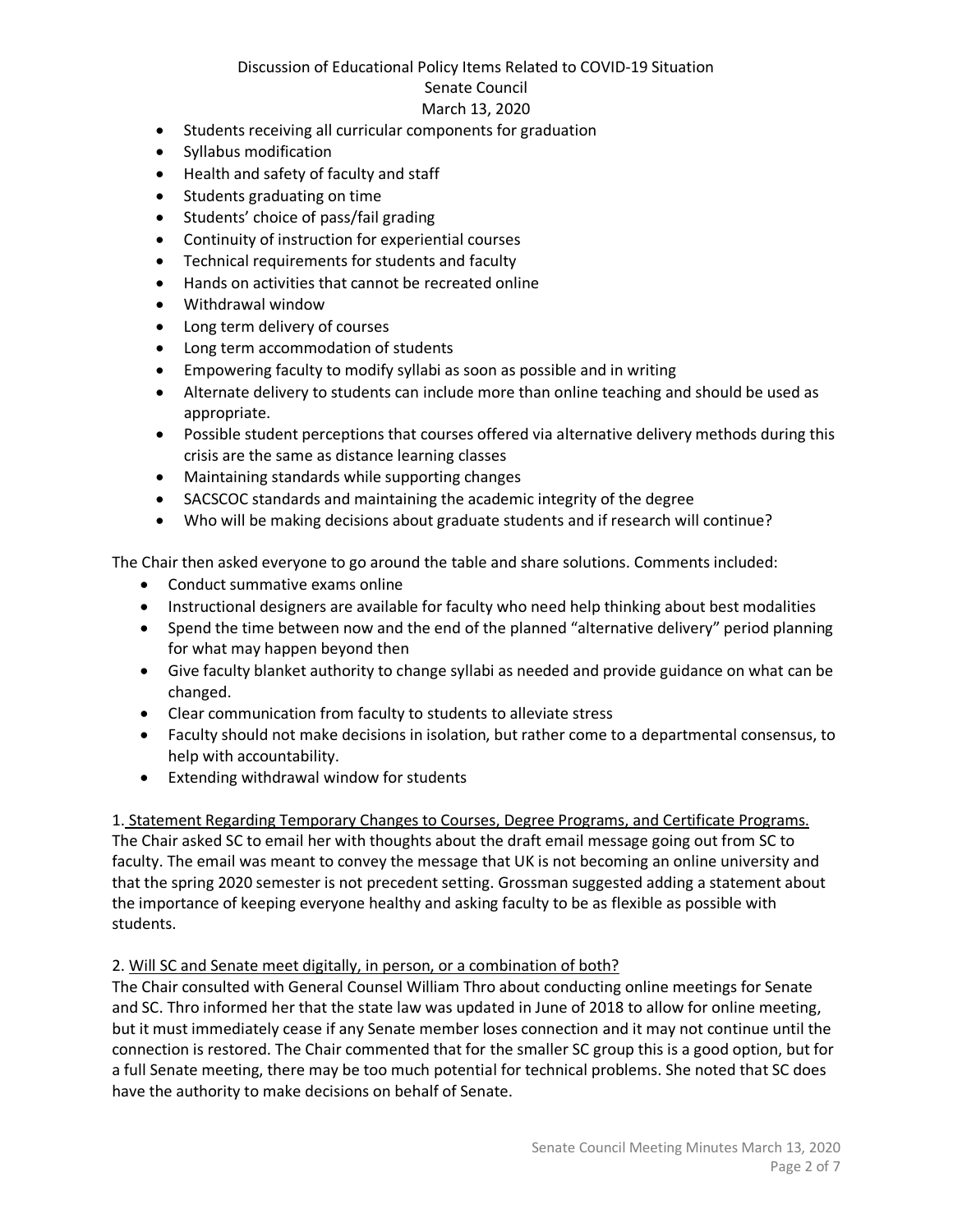- Students receiving all curricular components for graduation
- Syllabus modification
- Health and safety of faculty and staff
- Students graduating on time
- Students' choice of pass/fail grading
- Continuity of instruction for experiential courses
- Technical requirements for students and faculty
- Hands on activities that cannot be recreated online
- Withdrawal window
- Long term delivery of courses
- Long term accommodation of students
- Empowering faculty to modify syllabi as soon as possible and in writing
- Alternate delivery to students can include more than online teaching and should be used as appropriate.
- Possible student perceptions that courses offered via alternative delivery methods during this crisis are the same as distance learning classes
- Maintaining standards while supporting changes
- SACSCOC standards and maintaining the academic integrity of the degree
- Who will be making decisions about graduate students and if research will continue?

The Chair then asked everyone to go around the table and share solutions. Comments included:

- Conduct summative exams online
- Instructional designers are available for faculty who need help thinking about best modalities
- Spend the time between now and the end of the planned "alternative delivery" period planning for what may happen beyond then
- Give faculty blanket authority to change syllabi as needed and provide guidance on what can be changed.
- Clear communication from faculty to students to alleviate stress
- Faculty should not make decisions in isolation, but rather come to a departmental consensus, to help with accountability.
- Extending withdrawal window for students

1. Statement Regarding Temporary Changes to Courses, Degree Programs, and Certificate Programs.
The Chair asked SC to email her with thoughts about the draft email message going out from SC to faculty. The email was meant to convey the message that UK is not becoming an online university and that the spring 2020 semester is not precedent setting. Grossman suggested adding a statement about the importance of keeping everyone healthy and asking faculty to be as flexible as possible with students.

2. Will SC and Senate meet digitally, in person, or a combination of both?
The Chair consulted with General Counsel William Thro about conducting online meetings for Senate and SC. Thro informed her that the state law was updated in June of 2018 to allow for online meeting, but it must immediately cease if any Senate member loses connection and it may not continue until the connection is restored. The Chair commented that for the smaller SC group this is a good option, but for a full Senate meeting, there may be too much potential for technical problems. She noted that SC does have the authority to make decisions on behalf of Senate.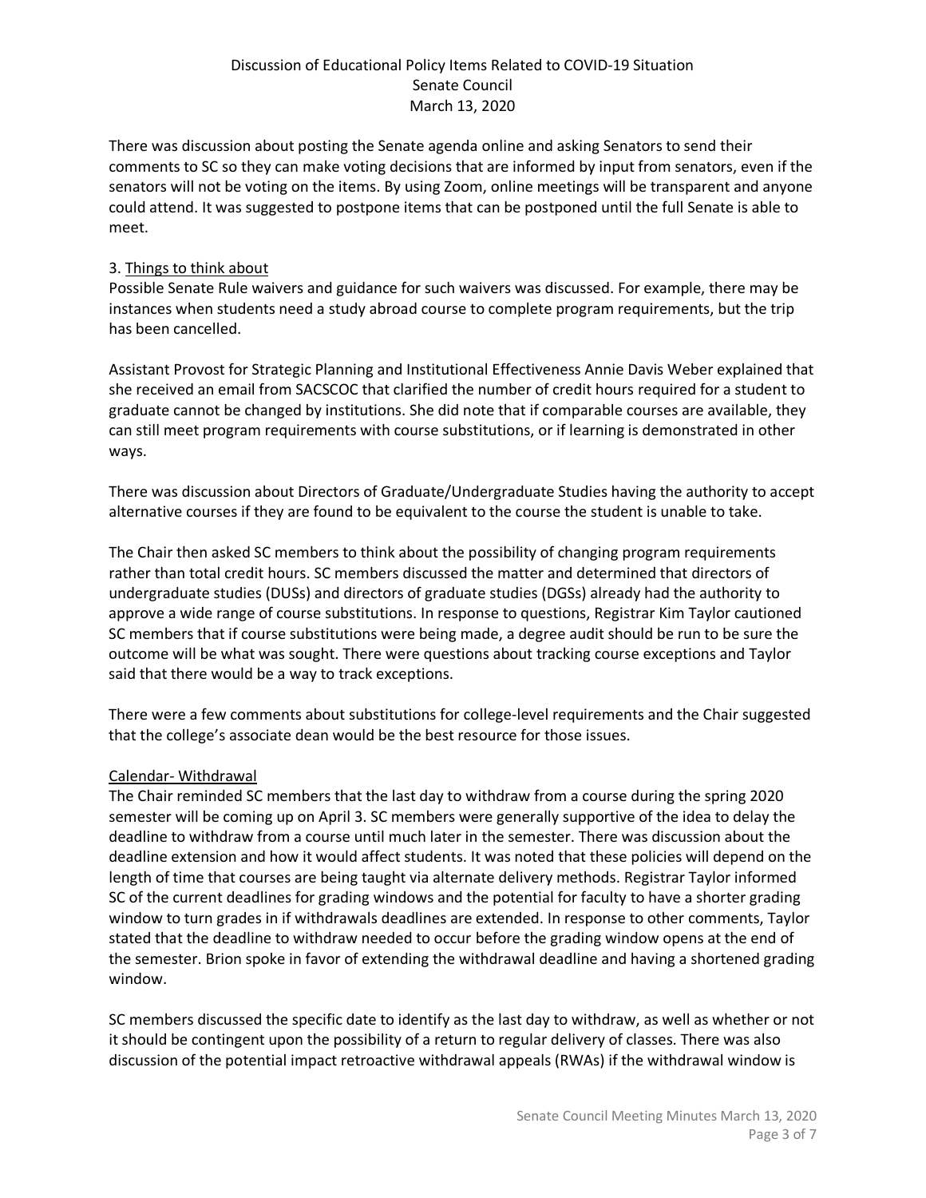There was discussion about posting the Senate agenda online and asking Senators to send their comments to SC so they can make voting decisions that are informed by input from senators, even if the senators will not be voting on the items. By using Zoom, online meetings will be transparent and anyone could attend. It was suggested to postpone items that can be postponed until the full Senate is able to meet.

3. Things to think about

Possible Senate Rule waivers and guidance for such waivers was discussed. For example, there may be instances when students need a study abroad course to complete program requirements, but the trip has been cancelled.

Assistant Provost for Strategic Planning and Institutional Effectiveness Annie Davis Weber explained that she received an email from SACSCOC that clarified the number of credit hours required for a student to graduate cannot be changed by institutions. She did note that if comparable courses are available, they can still meet program requirements with course substitutions, or if learning is demonstrated in other ways.

There was discussion about Directors of Graduate/Undergraduate Studies having the authority to accept alternative courses if they are found to be equivalent to the course the student is unable to take.

The Chair then asked SC members to think about the possibility of changing program requirements rather than total credit hours. SC members discussed the matter and determined that directors of undergraduate studies (DUSs) and directors of graduate studies (DGSs) already had the authority to approve a wide range of course substitutions. In response to questions, Registrar Kim Taylor cautioned SC members that if course substitutions were being made, a degree audit should be run to be sure the outcome will be what was sought. There were questions about tracking course exceptions and Taylor said that there would be a way to track exceptions.

There were a few comments about substitutions for college-level requirements and the Chair suggested that the college's associate dean would be the best resource for those issues.

Calendar- Withdrawal

The Chair reminded SC members that the last day to withdraw from a course during the spring 2020 semester will be coming up on April 3. SC members were generally supportive of the idea to delay the deadline to withdraw from a course until much later in the semester. There was discussion about the deadline extension and how it would affect students. It was noted that these policies will depend on the length of time that courses are being taught via alternate delivery methods. Registrar Taylor informed SC of the current deadlines for grading windows and the potential for faculty to have a shorter grading window to turn grades in if withdrawals deadlines are extended. In response to other comments, Taylor stated that the deadline to withdraw needed to occur before the grading window opens at the end of the semester. Brion spoke in favor of extending the withdrawal deadline and having a shortened grading window.

SC members discussed the specific date to identify as the last day to withdraw, as well as whether or not it should be contingent upon the possibility of a return to regular delivery of classes. There was also discussion of the potential impact retroactive withdrawal appeals (RWAs) if the withdrawal window is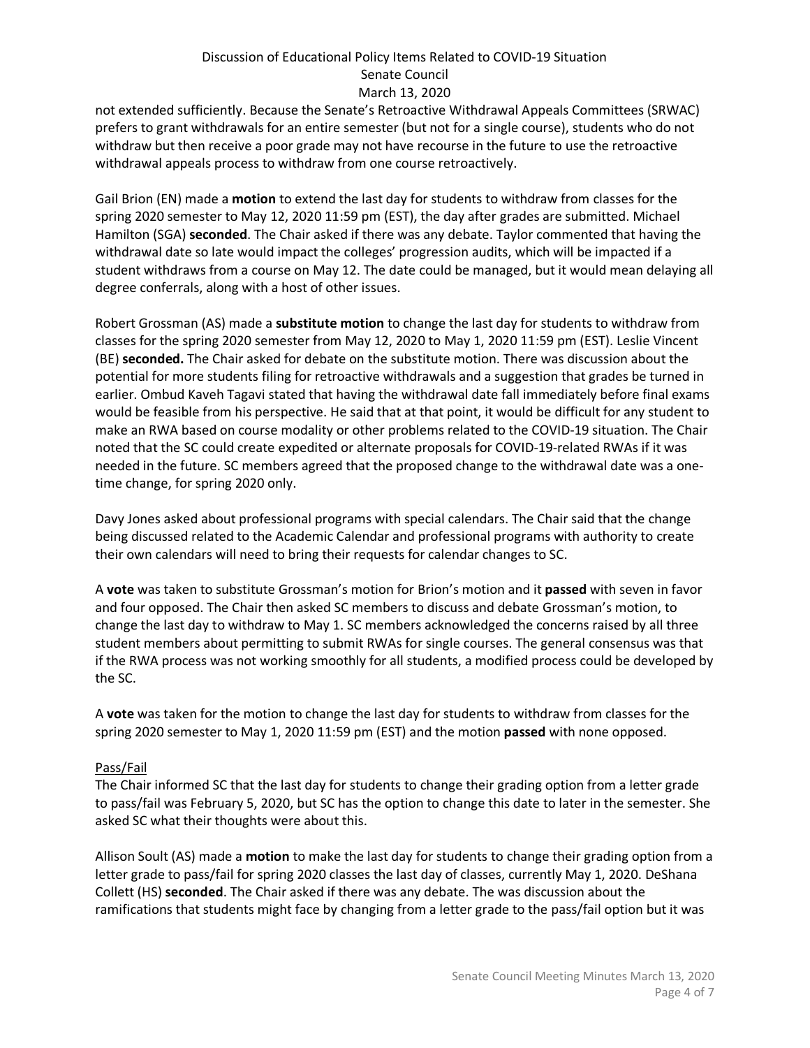not extended sufficiently. Because the Senate's Retroactive Withdrawal Appeals Committees (SRWAC) prefers to grant withdrawals for an entire semester (but not for a single course), students who do not withdraw but then receive a poor grade may not have recourse in the future to use the retroactive withdrawal appeals process to withdraw from one course retroactively.

Gail Brion (EN) made a **motion** to extend the last day for students to withdraw from classes for the spring 2020 semester to May 12, 2020 11:59 pm (EST), the day after grades are submitted. Michael Hamilton (SGA) **seconded**. The Chair asked if there was any debate. Taylor commented that having the withdrawal date so late would impact the colleges' progression audits, which will be impacted if a student withdraws from a course on May 12. The date could be managed, but it would mean delaying all degree conferrals, along with a host of other issues.

Robert Grossman (AS) made a **substitute motion** to change the last day for students to withdraw from classes for the spring 2020 semester from May 12, 2020 to May 1, 2020 11:59 pm (EST). Leslie Vincent (BE) **seconded.** The Chair asked for debate on the substitute motion. There was discussion about the potential for more students filing for retroactive withdrawals and a suggestion that grades be turned in earlier. Ombud Kaveh Tagavi stated that having the withdrawal date fall immediately before final exams would be feasible from his perspective. He said that at that point, it would be difficult for any student to make an RWA based on course modality or other problems related to the COVID-19 situation. The Chair noted that the SC could create expedited or alternate proposals for COVID-19-related RWAs if it was needed in the future. SC members agreed that the proposed change to the withdrawal date was a one-time change, for spring 2020 only.

Davy Jones asked about professional programs with special calendars. The Chair said that the change being discussed related to the Academic Calendar and professional programs with authority to create their own calendars will need to bring their requests for calendar changes to SC.

A **vote** was taken to substitute Grossman's motion for Brion's motion and it **passed** with seven in favor and four opposed. The Chair then asked SC members to discuss and debate Grossman's motion, to change the last day to withdraw to May 1. SC members acknowledged the concerns raised by all three student members about permitting to submit RWAs for single courses. The general consensus was that if the RWA process was not working smoothly for all students, a modified process could be developed by the SC.

A **vote** was taken for the motion to change the last day for students to withdraw from classes for the spring 2020 semester to May 1, 2020 11:59 pm (EST) and the motion **passed** with none opposed.

Pass/Fail

The Chair informed SC that the last day for students to change their grading option from a letter grade to pass/fail was February 5, 2020, but SC has the option to change this date to later in the semester. She asked SC what their thoughts were about this.

Allison Soult (AS) made a **motion** to make the last day for students to change their grading option from a letter grade to pass/fail for spring 2020 classes the last day of classes, currently May 1, 2020. DeShana Collett (HS) **seconded**. The Chair asked if there was any debate. The was discussion about the ramifications that students might face by changing from a letter grade to the pass/fail option but it was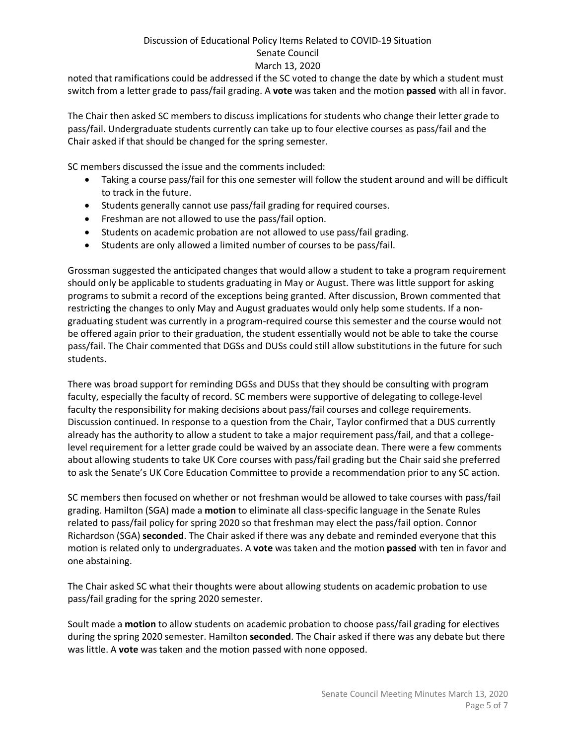noted that ramifications could be addressed if the SC voted to change the date by which a student must switch from a letter grade to pass/fail grading. A **vote** was taken and the motion **passed** with all in favor.

The Chair then asked SC members to discuss implications for students who change their letter grade to pass/fail. Undergraduate students currently can take up to four elective courses as pass/fail and the Chair asked if that should be changed for the spring semester.

SC members discussed the issue and the comments included:

- Taking a course pass/fail for this one semester will follow the student around and will be difficult to track in the future.
- Students generally cannot use pass/fail grading for required courses.
- Freshman are not allowed to use the pass/fail option.
- Students on academic probation are not allowed to use pass/fail grading.
- Students are only allowed a limited number of courses to be pass/fail.

Grossman suggested the anticipated changes that would allow a student to take a program requirement should only be applicable to students graduating in May or August. There was little support for asking programs to submit a record of the exceptions being granted. After discussion, Brown commented that restricting the changes to only May and August graduates would only help some students. If a non-graduating student was currently in a program-required course this semester and the course would not be offered again prior to their graduation, the student essentially would not be able to take the course pass/fail. The Chair commented that DGSs and DUSs could still allow substitutions in the future for such students.

There was broad support for reminding DGSs and DUSs that they should be consulting with program faculty, especially the faculty of record. SC members were supportive of delegating to college-level faculty the responsibility for making decisions about pass/fail courses and college requirements. Discussion continued. In response to a question from the Chair, Taylor confirmed that a DUS currently already has the authority to allow a student to take a major requirement pass/fail, and that a college-level requirement for a letter grade could be waived by an associate dean. There were a few comments about allowing students to take UK Core courses with pass/fail grading but the Chair said she preferred to ask the Senate's UK Core Education Committee to provide a recommendation prior to any SC action.

SC members then focused on whether or not freshman would be allowed to take courses with pass/fail grading. Hamilton (SGA) made a **motion** to eliminate all class-specific language in the Senate Rules related to pass/fail policy for spring 2020 so that freshman may elect the pass/fail option. Connor Richardson (SGA) **seconded**. The Chair asked if there was any debate and reminded everyone that this motion is related only to undergraduates. A **vote** was taken and the motion **passed** with ten in favor and one abstaining.

The Chair asked SC what their thoughts were about allowing students on academic probation to use pass/fail grading for the spring 2020 semester.

Soult made a **motion** to allow students on academic probation to choose pass/fail grading for electives during the spring 2020 semester. Hamilton **seconded**. The Chair asked if there was any debate but there was little. A **vote** was taken and the motion passed with none opposed.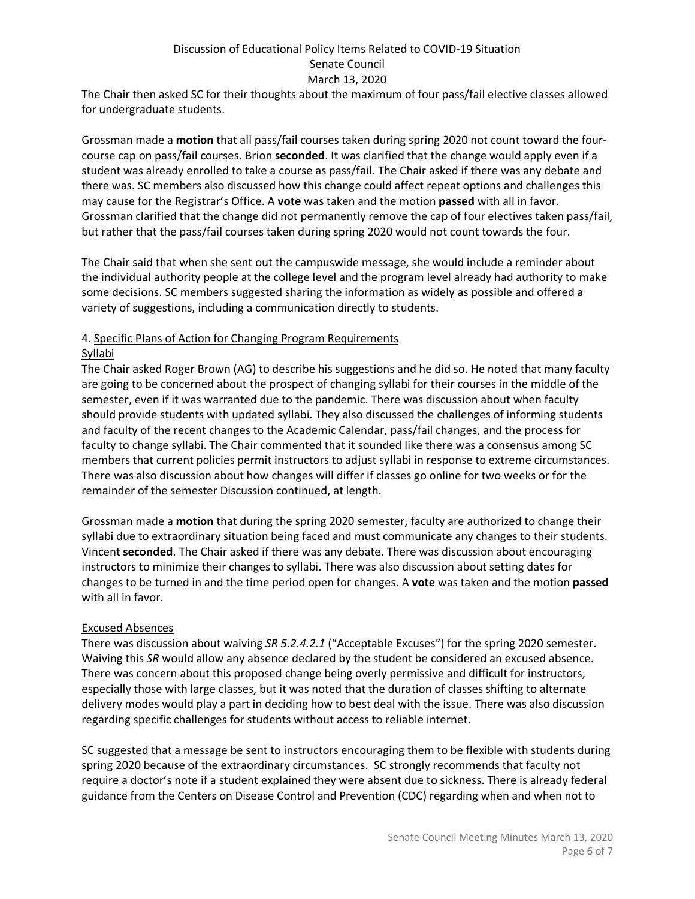The Chair then asked SC for their thoughts about the maximum of four pass/fail elective classes allowed for undergraduate students.

Grossman made a **motion** that all pass/fail courses taken during spring 2020 not count toward the four-course cap on pass/fail courses. Brion **seconded**. It was clarified that the change would apply even if a student was already enrolled to take a course as pass/fail. The Chair asked if there was any debate and there was. SC members also discussed how this change could affect repeat options and challenges this may cause for the Registrar's Office. A **vote** was taken and the motion **passed** with all in favor. Grossman clarified that the change did not permanently remove the cap of four electives taken pass/fail, but rather that the pass/fail courses taken during spring 2020 would not count towards the four.

The Chair said that when she sent out the campuswide message, she would include a reminder about the individual authority people at the college level and the program level already had authority to make some decisions. SC members suggested sharing the information as widely as possible and offered a variety of suggestions, including a communication directly to students.

4. Specific Plans of Action for Changing Program Requirements

Syllabi

The Chair asked Roger Brown (AG) to describe his suggestions and he did so. He noted that many faculty are going to be concerned about the prospect of changing syllabi for their courses in the middle of the semester, even if it was warranted due to the pandemic. There was discussion about when faculty should provide students with updated syllabi. They also discussed the challenges of informing students and faculty of the recent changes to the Academic Calendar, pass/fail changes, and the process for faculty to change syllabi. The Chair commented that it sounded like there was a consensus among SC members that current policies permit instructors to adjust syllabi in response to extreme circumstances. There was also discussion about how changes will differ if classes go online for two weeks or for the remainder of the semester Discussion continued, at length.

Grossman made a **motion** that during the spring 2020 semester, faculty are authorized to change their syllabi due to extraordinary situation being faced and must communicate any changes to their students. Vincent **seconded**. The Chair asked if there was any debate. There was discussion about encouraging instructors to minimize their changes to syllabi. There was also discussion about setting dates for changes to be turned in and the time period open for changes. A **vote** was taken and the motion **passed** with all in favor.

Excused Absences

There was discussion about waiving *SR 5.2.4.2.1* ("Acceptable Excuses") for the spring 2020 semester. Waiving this *SR* would allow any absence declared by the student be considered an excused absence. There was concern about this proposed change being overly permissive and difficult for instructors, especially those with large classes, but it was noted that the duration of classes shifting to alternate delivery modes would play a part in deciding how to best deal with the issue. There was also discussion regarding specific challenges for students without access to reliable internet.

SC suggested that a message be sent to instructors encouraging them to be flexible with students during spring 2020 because of the extraordinary circumstances. SC strongly recommends that faculty not require a doctor's note if a student explained they were absent due to sickness. There is already federal guidance from the Centers on Disease Control and Prevention (CDC) regarding when and when not to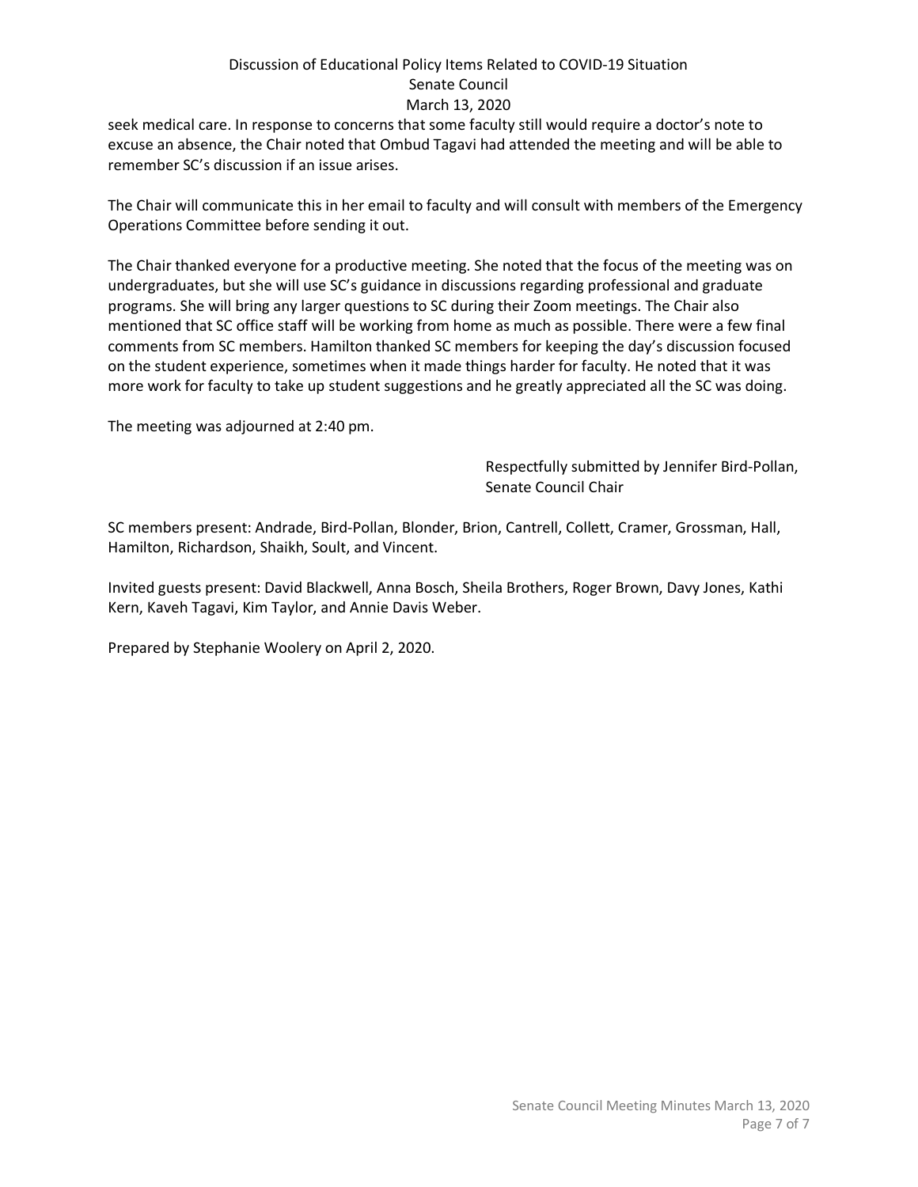seek medical care. In response to concerns that some faculty still would require a doctor's note to excuse an absence, the Chair noted that Ombud Tagavi had attended the meeting and will be able to remember SC's discussion if an issue arises.

The Chair will communicate this in her email to faculty and will consult with members of the Emergency Operations Committee before sending it out.

The Chair thanked everyone for a productive meeting. She noted that the focus of the meeting was on undergraduates, but she will use SC's guidance in discussions regarding professional and graduate programs. She will bring any larger questions to SC during their Zoom meetings. The Chair also mentioned that SC office staff will be working from home as much as possible. There were a few final comments from SC members. Hamilton thanked SC members for keeping the day's discussion focused on the student experience, sometimes when it made things harder for faculty. He noted that it was more work for faculty to take up student suggestions and he greatly appreciated all the SC was doing.

The meeting was adjourned at 2:40 pm.

Respectfully submitted by Jennifer Bird-Pollan,
Senate Council Chair

SC members present: Andrade, Bird-Pollan, Blonder, Brion, Cantrell, Collett, Cramer, Grossman, Hall, Hamilton, Richardson, Shaikh, Soult, and Vincent.

Invited guests present: David Blackwell, Anna Bosch, Sheila Brothers, Roger Brown, Davy Jones, Kathi Kern, Kaveh Tagavi, Kim Taylor, and Annie Davis Weber.

Prepared by Stephanie Woolery on April 2, 2020.